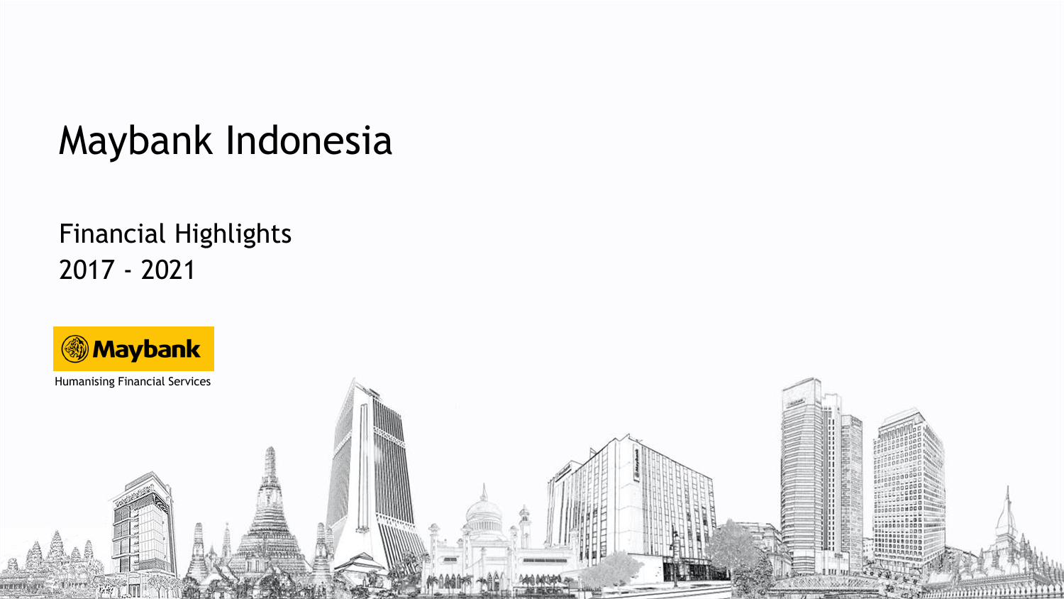# Maybank Indonesia

## Financial Highlights
## 2017 - 2021

Maybank

Humanising Financial Services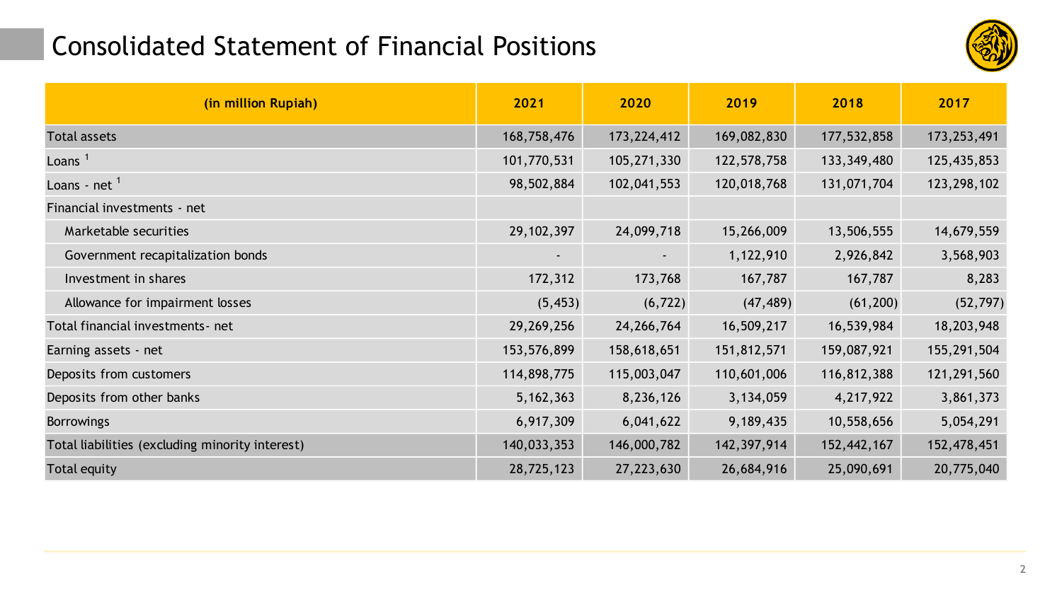# Consolidated Statement of Financial Positions

| (in million Rupiah) | 2021 | 2020 | 2019 | 2018 | 2017 |
|---|---|---|---|---|---|
| Total assets | 168,758,476 | 173,224,412 | 169,082,830 | 177,532,858 | 173,253,491 |
| Loans [1] | 101,770,531 | 105,271,330 | 122,578,758 | 133,349,480 | 125,435,853 |
| Loans - net [1] | 98,502,884 | 102,041,553 | 120,018,768 | 131,071,704 | 123,298,102 |
| Financial investments - net | | | | | |
| Marketable securities | 29,102,397 | 24,099,718 | 15,266,009 | 13,506,555 | 14,679,559 |
| Government recapitalization bonds | - | - | 1,122,910 | 2,926,842 | 3,568,903 |
| Investment in shares | 172,312 | 173,768 | 167,787 | 167,787 | 8,283 |
| Allowance for impairment losses | (5,453) | (6,722) | (47,489) | (61,200) | (52,797) |
| Total financial investments- net | 29,269,256 | 24,266,764 | 16,509,217 | 16,539,984 | 18,203,948 |
| Earning assets - net | 153,576,899 | 158,618,651 | 151,812,571 | 159,087,921 | 155,291,504 |
| Deposits from customers | 114,898,775 | 115,003,047 | 110,601,006 | 116,812,388 | 121,291,560 |
| Deposits from other banks | 5,162,363 | 8,236,126 | 3,134,059 | 4,217,922 | 3,861,373 |
| Borrowings | 6,917,309 | 6,041,622 | 9,189,435 | 10,558,656 | 5,054,291 |
| Total liabilities (excluding minority interest) | 140,033,353 | 146,000,782 | 142,397,914 | 152,442,167 | 152,478,451 |
| Total equity | 28,725,123 | 27,223,630 | 26,684,916 | 25,090,691 | 20,775,040 |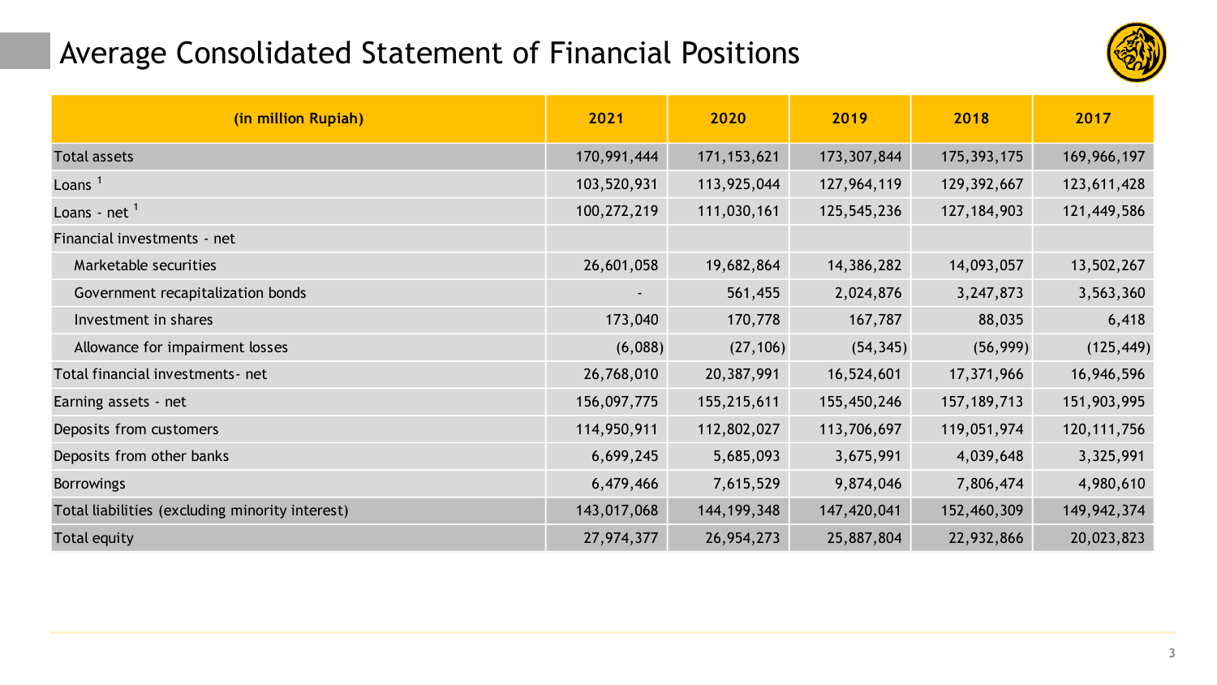# Average Consolidated Statement of Financial Positions

| (in million Rupiah) | 2021 | 2020 | 2019 | 2018 | 2017 |
|---|---|---|---|---|---|
| Total assets | 170,991,444 | 171,153,621 | 173,307,844 | 175,393,175 | 169,966,197 |
| Loans [1] | 103,520,931 | 113,925,044 | 127,964,119 | 129,392,667 | 123,611,428 |
| Loans - net [1] | 100,272,219 | 111,030,161 | 125,545,236 | 127,184,903 | 121,449,586 |
| Financial investments - net | | | | | |
| Marketable securities | 26,601,058 | 19,682,864 | 14,386,282 | 14,093,057 | 13,502,267 |
| Government recapitalization bonds | - | 561,455 | 2,024,876 | 3,247,873 | 3,563,360 |
| Investment in shares | 173,040 | 170,778 | 167,787 | 88,035 | 6,418 |
| Allowance for impairment losses | (6,088) | (27,106) | (54,345) | (56,999) | (125,449) |
| Total financial investments- net | 26,768,010 | 20,387,991 | 16,524,601 | 17,371,966 | 16,946,596 |
| Earning assets - net | 156,097,775 | 155,215,611 | 155,450,246 | 157,189,713 | 151,903,995 |
| Deposits from customers | 114,950,911 | 112,802,027 | 113,706,697 | 119,051,974 | 120,111,756 |
| Deposits from other banks | 6,699,245 | 5,685,093 | 3,675,991 | 4,039,648 | 3,325,991 |
| Borrowings | 6,479,466 | 7,615,529 | 9,874,046 | 7,806,474 | 4,980,610 |
| Total liabilities (excluding minority interest) | 143,017,068 | 144,199,348 | 147,420,041 | 152,460,309 | 149,942,374 |
| Total equity | 27,974,377 | 26,954,273 | 25,887,804 | 22,932,866 | 20,023,823 |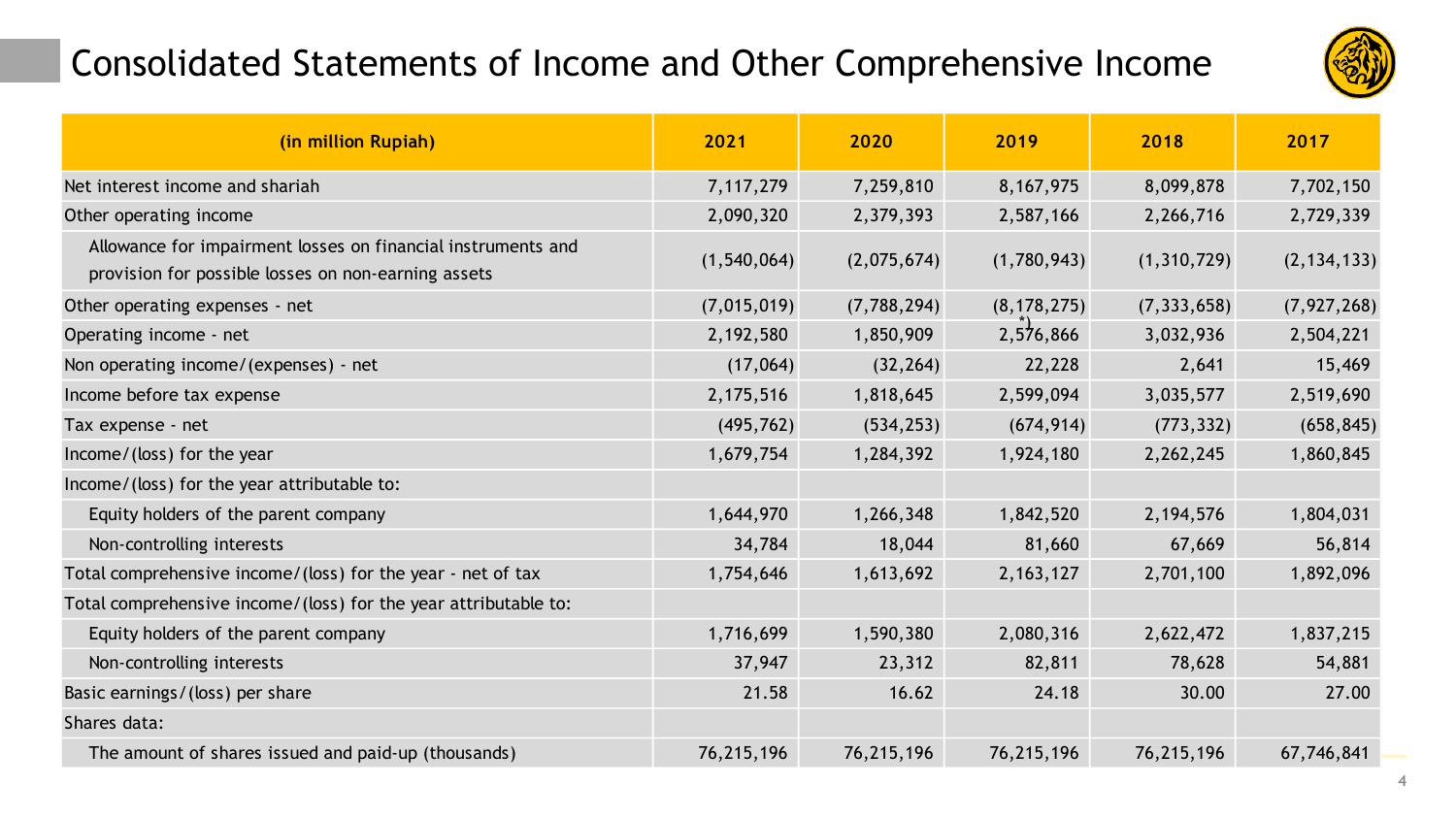# Consolidated Statements of Income and Other Comprehensive Income

| (in million Rupiah) | 2021 | 2020 | 2019 | 2018 | 2017 |
|---|---|---|---|---|---|
| Net interest income and shariah | 7,117,279 | 7,259,810 | 8,167,975 | 8,099,878 | 7,702,150 |
| Other operating income | 2,090,320 | 2,379,393 | 2,587,166 | 2,266,716 | 2,729,339 |
| Allowance for impairment losses on financial instruments and provision for possible losses on non-earning assets | (1,540,064) | (2,075,674) | (1,780,943) | (1,310,729) | (2,134,133) |
| Other operating expenses - net | (7,015,019) | (7,788,294) | (8,178,275) *) | (7,333,658) | (7,927,268) |
| Operating income - net | 2,192,580 | 1,850,909 | 2,576,866 | 3,032,936 | 2,504,221 |
| Non operating income/(expenses) - net | (17,064) | (32,264) | 22,228 | 2,641 | 15,469 |
| Income before tax expense | 2,175,516 | 1,818,645 | 2,599,094 | 3,035,577 | 2,519,690 |
| Tax expense - net | (495,762) | (534,253) | (674,914) | (773,332) | (658,845) |
| Income/(loss) for the year | 1,679,754 | 1,284,392 | 1,924,180 | 2,262,245 | 1,860,845 |
| Income/(loss) for the year attributable to: | | | | | |
| Equity holders of the parent company | 1,644,970 | 1,266,348 | 1,842,520 | 2,194,576 | 1,804,031 |
| Non-controlling interests | 34,784 | 18,044 | 81,660 | 67,669 | 56,814 |
| Total comprehensive income/(loss) for the year - net of tax | 1,754,646 | 1,613,692 | 2,163,127 | 2,701,100 | 1,892,096 |
| Total comprehensive income/(loss) for the year attributable to: | | | | | |
| Equity holders of the parent company | 1,716,699 | 1,590,380 | 2,080,316 | 2,622,472 | 1,837,215 |
| Non-controlling interests | 37,947 | 23,312 | 82,811 | 78,628 | 54,881 |
| Basic earnings/(loss) per share | 21.58 | 16.62 | 24.18 | 30.00 | 27.00 |
| Shares data: | | | | | |
| The amount of shares issued and paid-up (thousands) | 76,215,196 | 76,215,196 | 76,215,196 | 76,215,196 | 67,746,841 |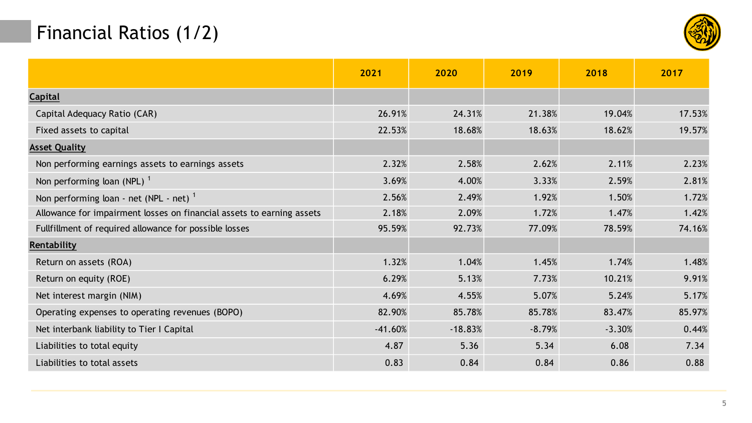# Financial Ratios (1/2)

| | 2021 | 2020 | 2019 | 2018 | 2017 |
|---|---|---|---|---|---|
| **Capital** | | | | | |
| Capital Adequacy Ratio (CAR) | 26.91% | 24.31% | 21.38% | 19.04% | 17.53% |
| Fixed assets to capital | 22.53% | 18.68% | 18.63% | 18.62% | 19.57% |
| **Asset Quality** | | | | | |
| Non performing earnings assets to earnings assets | 2.32% | 2.58% | 2.62% | 2.11% | 2.23% |
| Non performing loan (NPL) [1] | 3.69% | 4.00% | 3.33% | 2.59% | 2.81% |
| Non performing loan - net (NPL - net) [1] | 2.56% | 2.49% | 1.92% | 1.50% | 1.72% |
| Allowance for impairment losses on financial assets to earning assets | 2.18% | 2.09% | 1.72% | 1.47% | 1.42% |
| Fullfillment of required allowance for possible losses | 95.59% | 92.73% | 77.09% | 78.59% | 74.16% |
| **Rentability** | | | | | |
| Return on assets (ROA) | 1.32% | 1.04% | 1.45% | 1.74% | 1.48% |
| Return on equity (ROE) | 6.29% | 5.13% | 7.73% | 10.21% | 9.91% |
| Net interest margin (NIM) | 4.69% | 4.55% | 5.07% | 5.24% | 5.17% |
| Operating expenses to operating revenues (BOPO) | 82.90% | 85.78% | 85.78% | 83.47% | 85.97% |
| Net interbank liability to Tier I Capital | -41.60% | -18.83% | -8.79% | -3.30% | 0.44% |
| Liabilities to total equity | 4.87 | 5.36 | 5.34 | 6.08 | 7.34 |
| Liabilities to total assets | 0.83 | 0.84 | 0.84 | 0.86 | 0.88 |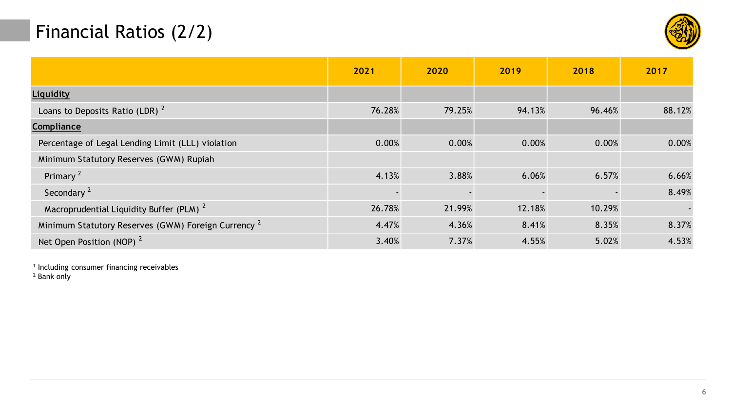# Financial Ratios (2/2)

| | 2021 | 2020 | 2019 | 2018 | 2017 |
|---|---|---|---|---|---|
| **Liquidity** | | | | | |
| Loans to Deposits Ratio (LDR) [2] | 76.28% | 79.25% | 94.13% | 96.46% | 88.12% |
| **Compliance** | | | | | |
| Percentage of Legal Lending Limit (LLL) violation | 0.00% | 0.00% | 0.00% | 0.00% | 0.00% |
| Minimum Statutory Reserves (GWM) Rupiah | | | | | |
| Primary [2] | 4.13% | 3.88% | 6.06% | 6.57% | 6.66% |
| Secondary [2] | - | - | - | - | 8.49% |
| Macroprudential Liquidity Buffer (PLM) [2] | 26.78% | 21.99% | 12.18% | 10.29% | - |
| Minimum Statutory Reserves (GWM) Foreign Currency [2] | 4.47% | 4.36% | 8.41% | 8.35% | 8.37% |
| Net Open Position (NOP) [2] | 3.40% | 7.37% | 4.55% | 5.02% | 4.53% |

[1] Including consumer financing receivables
[2] Bank only